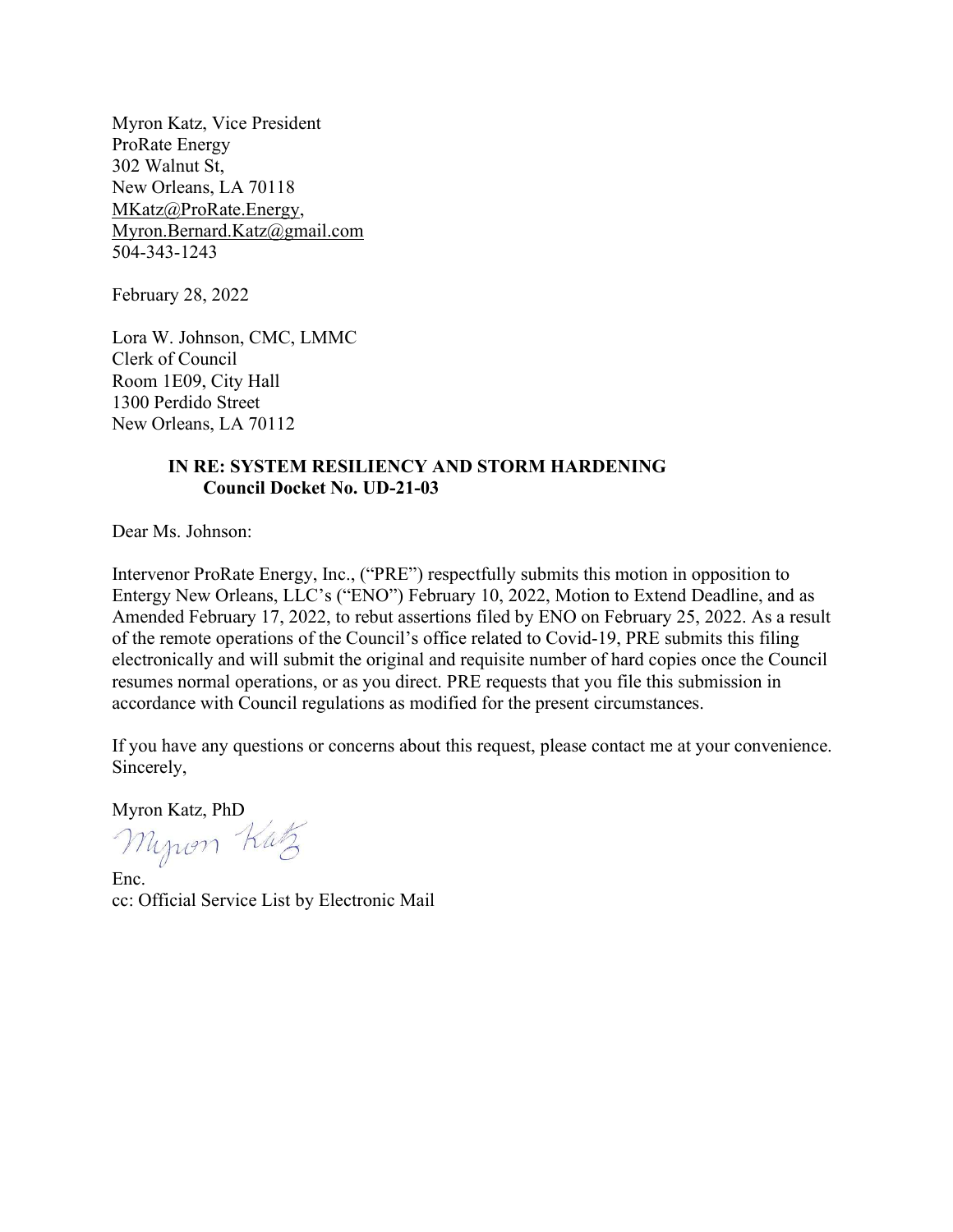Myron Katz, Vice President
ProRate Energy
302 Walnut St,
New Orleans, LA 70118
MKatz@ProRate.Energy,
Myron.Bernard.Katz@gmail.com
504-343-1243

February 28, 2022

Lora W. Johnson, CMC, LMMC
Clerk of Council
Room 1E09, City Hall
1300 Perdido Street
New Orleans, LA 70112

**IN RE: SYSTEM RESILIENCY AND STORM HARDENING**
**Council Docket No. UD-21-03**

Dear Ms. Johnson:

Intervenor ProRate Energy, Inc., ("PRE") respectfully submits this motion in opposition to Entergy New Orleans, LLC's ("ENO") February 10, 2022, Motion to Extend Deadline, and as Amended February 17, 2022, to rebut assertions filed by ENO on February 25, 2022. As a result of the remote operations of the Council's office related to Covid-19, PRE submits this filing electronically and will submit the original and requisite number of hard copies once the Council resumes normal operations, or as you direct. PRE requests that you file this submission in accordance with Council regulations as modified for the present circumstances.

If you have any questions or concerns about this request, please contact me at your convenience.
Sincerely,

Myron Katz, PhD

Enc.
cc: Official Service List by Electronic Mail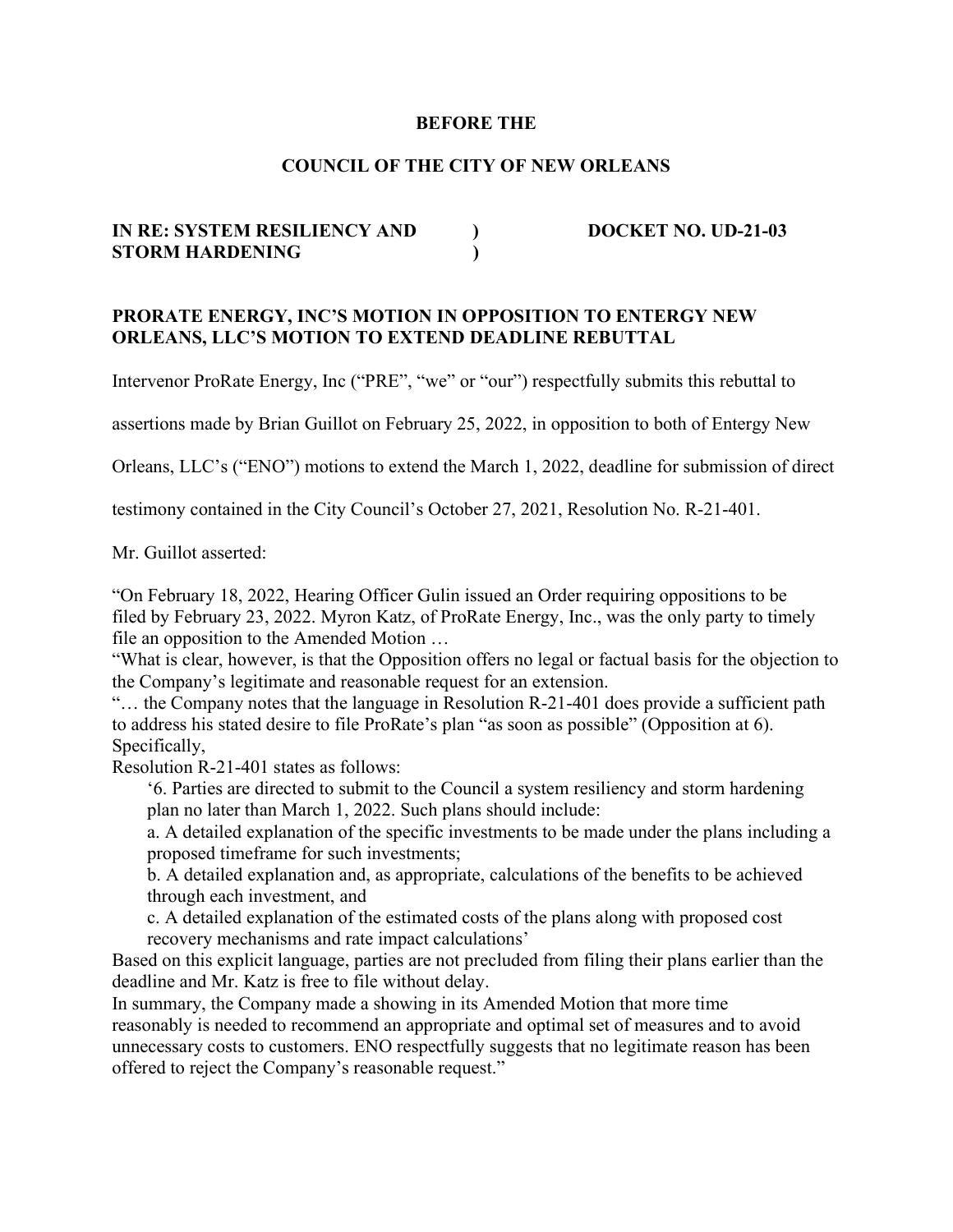**BEFORE THE**

**COUNCIL OF THE CITY OF NEW ORLEANS**

| | | |
|---|---|---|
| **IN RE: SYSTEM RESILIENCY AND STORM HARDENING** | **)**<br>**)** | **DOCKET NO. UD-21-03** |

**PRORATE ENERGY, INC'S MOTION IN OPPOSITION TO ENTERGY NEW ORLEANS, LLC'S MOTION TO EXTEND DEADLINE REBUTTAL**

Intervenor ProRate Energy, Inc ("PRE", "we" or "our") respectfully submits this rebuttal to assertions made by Brian Guillot on February 25, 2022, in opposition to both of Entergy New Orleans, LLC's ("ENO") motions to extend the March 1, 2022, deadline for submission of direct testimony contained in the City Council's October 27, 2021, Resolution No. R-21-401.

Mr. Guillot asserted:

"On February 18, 2022, Hearing Officer Gulin issued an Order requiring oppositions to be filed by February 23, 2022. Myron Katz, of ProRate Energy, Inc., was the only party to timely file an opposition to the Amended Motion …

"What is clear, however, is that the Opposition offers no legal or factual basis for the objection to the Company's legitimate and reasonable request for an extension.

"… the Company notes that the language in Resolution R-21-401 does provide a sufficient path to address his stated desire to file ProRate's plan "as soon as possible" (Opposition at 6). Specifically,

Resolution R-21-401 states as follows:

> '6. Parties are directed to submit to the Council a system resiliency and storm hardening plan no later than March 1, 2022. Such plans should include:
>
> a. A detailed explanation of the specific investments to be made under the plans including a proposed timeframe for such investments;
>
> b. A detailed explanation and, as appropriate, calculations of the benefits to be achieved through each investment, and
>
> c. A detailed explanation of the estimated costs of the plans along with proposed cost recovery mechanisms and rate impact calculations'

Based on this explicit language, parties are not precluded from filing their plans earlier than the deadline and Mr. Katz is free to file without delay.

In summary, the Company made a showing in its Amended Motion that more time reasonably is needed to recommend an appropriate and optimal set of measures and to avoid unnecessary costs to customers. ENO respectfully suggests that no legitimate reason has been offered to reject the Company's reasonable request."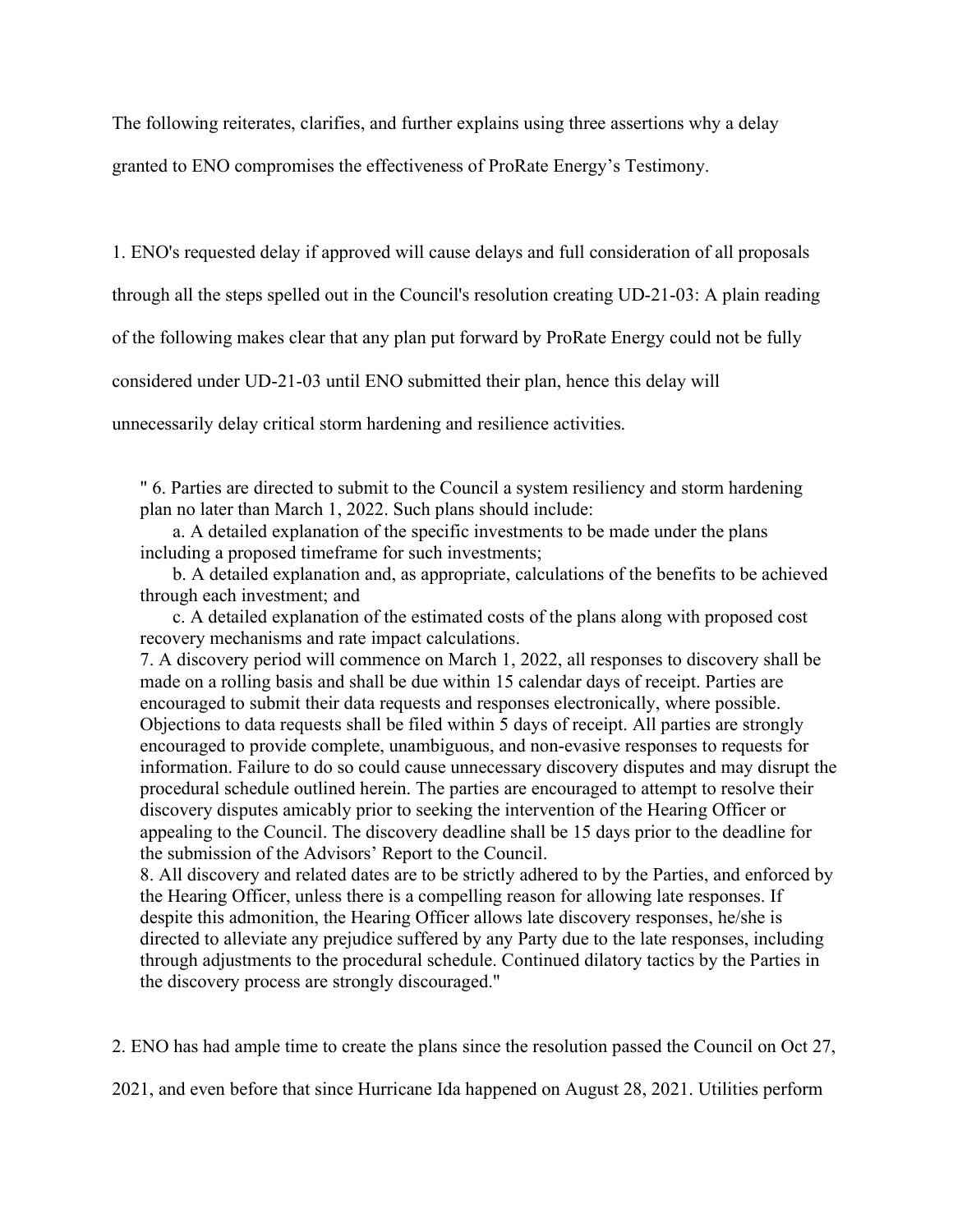The following reiterates, clarifies, and further explains using three assertions why a delay granted to ENO compromises the effectiveness of ProRate Energy's Testimony.

1. ENO's requested delay if approved will cause delays and full consideration of all proposals through all the steps spelled out in the Council's resolution creating UD-21-03: A plain reading of the following makes clear that any plan put forward by ProRate Energy could not be fully considered under UD-21-03 until ENO submitted their plan, hence this delay will unnecessarily delay critical storm hardening and resilience activities.

> " 6. Parties are directed to submit to the Council a system resiliency and storm hardening plan no later than March 1, 2022. Such plans should include:
>
> a. A detailed explanation of the specific investments to be made under the plans including a proposed timeframe for such investments;
>
> b. A detailed explanation and, as appropriate, calculations of the benefits to be achieved through each investment; and
>
> c. A detailed explanation of the estimated costs of the plans along with proposed cost recovery mechanisms and rate impact calculations.
>
> 7. A discovery period will commence on March 1, 2022, all responses to discovery shall be made on a rolling basis and shall be due within 15 calendar days of receipt. Parties are encouraged to submit their data requests and responses electronically, where possible. Objections to data requests shall be filed within 5 days of receipt. All parties are strongly encouraged to provide complete, unambiguous, and non-evasive responses to requests for information. Failure to do so could cause unnecessary discovery disputes and may disrupt the procedural schedule outlined herein. The parties are encouraged to attempt to resolve their discovery disputes amicably prior to seeking the intervention of the Hearing Officer or appealing to the Council. The discovery deadline shall be 15 days prior to the deadline for the submission of the Advisors' Report to the Council.
>
> 8. All discovery and related dates are to be strictly adhered to by the Parties, and enforced by the Hearing Officer, unless there is a compelling reason for allowing late responses. If despite this admonition, the Hearing Officer allows late discovery responses, he/she is directed to alleviate any prejudice suffered by any Party due to the late responses, including through adjustments to the procedural schedule. Continued dilatory tactics by the Parties in the discovery process are strongly discouraged."

2. ENO has had ample time to create the plans since the resolution passed the Council on Oct 27, 2021, and even before that since Hurricane Ida happened on August 28, 2021. Utilities perform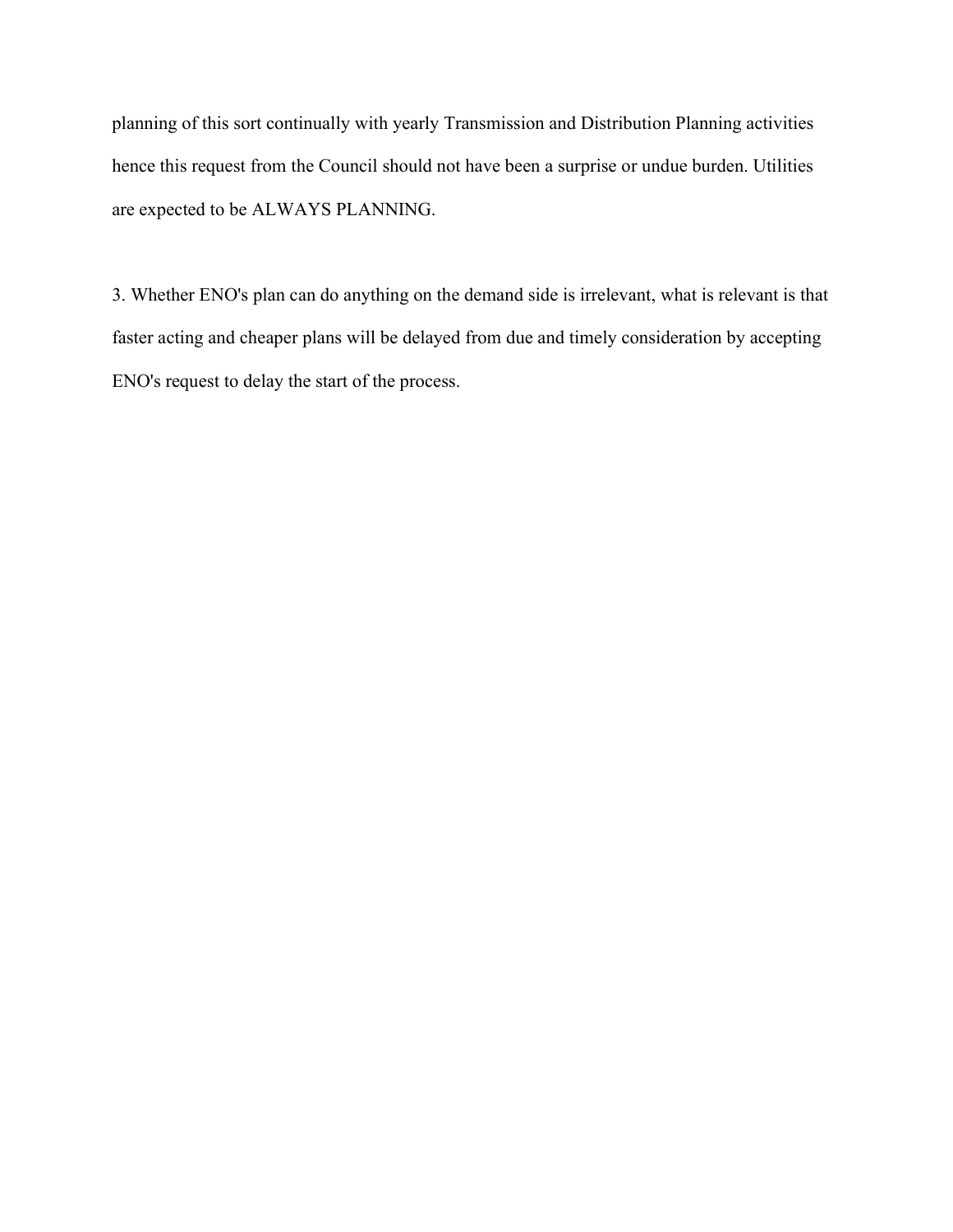planning of this sort continually with yearly Transmission and Distribution Planning activities hence this request from the Council should not have been a surprise or undue burden. Utilities are expected to be ALWAYS PLANNING.

3. Whether ENO's plan can do anything on the demand side is irrelevant, what is relevant is that faster acting and cheaper plans will be delayed from due and timely consideration by accepting ENO's request to delay the start of the process.